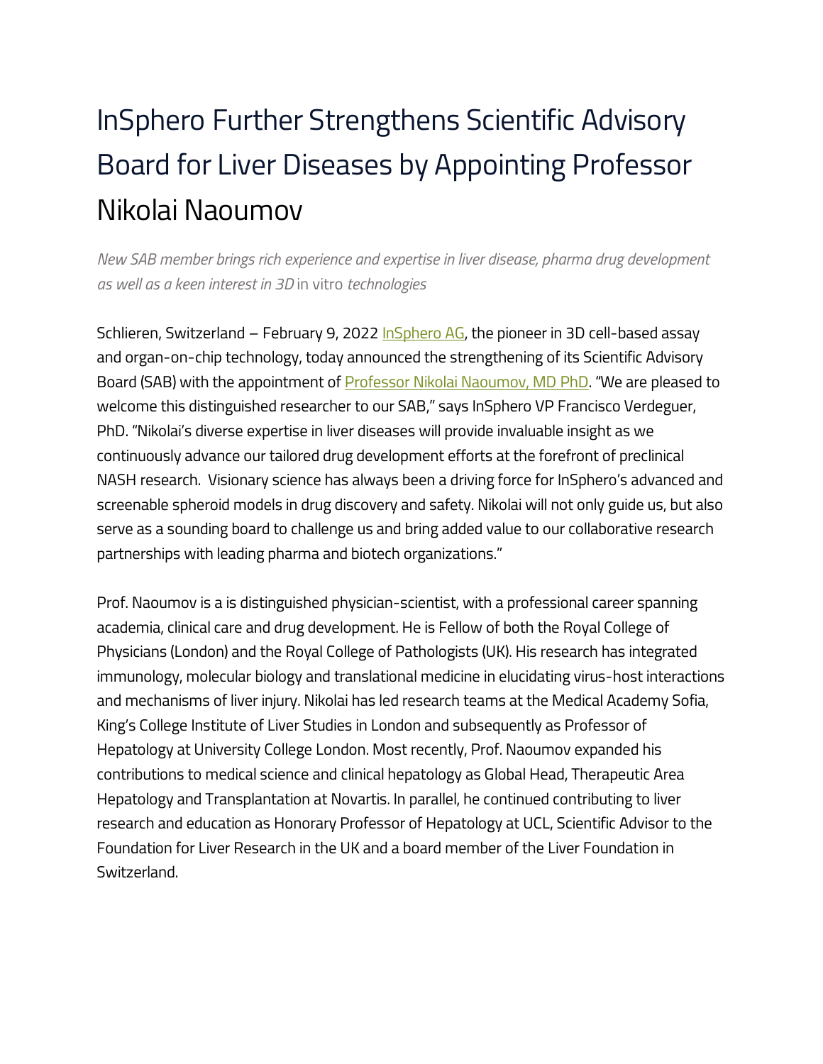# InSphero Further Strengthens Scientific Advisory Board for Liver Diseases by Appointing Professor Nikolai Naoumov

*New SAB member brings rich experience and expertise in liver disease, pharma drug development as well as a keen interest in 3D in vitro technologies*

Schlieren, Switzerland – February 9, 2022 InSphero AG, the pioneer in 3D cell-based assay and organ-on-chip technology, today announced the strengthening of its Scientific Advisory Board (SAB) with the appointment of Professor Nikolai Naoumov, MD PhD. "We are pleased to welcome this distinguished researcher to our SAB," says InSphero VP Francisco Verdeguer, PhD. "Nikolai's diverse expertise in liver diseases will provide invaluable insight as we continuously advance our tailored drug development efforts at the forefront of preclinical NASH research. Visionary science has always been a driving force for InSphero's advanced and screenable spheroid models in drug discovery and safety. Nikolai will not only guide us, but also serve as a sounding board to challenge us and bring added value to our collaborative research partnerships with leading pharma and biotech organizations."

Prof. Naoumov is a is distinguished physician-scientist, with a professional career spanning academia, clinical care and drug development. He is Fellow of both the Royal College of Physicians (London) and the Royal College of Pathologists (UK). His research has integrated immunology, molecular biology and translational medicine in elucidating virus-host interactions and mechanisms of liver injury. Nikolai has led research teams at the Medical Academy Sofia, King's College Institute of Liver Studies in London and subsequently as Professor of Hepatology at University College London. Most recently, Prof. Naoumov expanded his contributions to medical science and clinical hepatology as Global Head, Therapeutic Area Hepatology and Transplantation at Novartis. In parallel, he continued contributing to liver research and education as Honorary Professor of Hepatology at UCL, Scientific Advisor to the Foundation for Liver Research in the UK and a board member of the Liver Foundation in Switzerland.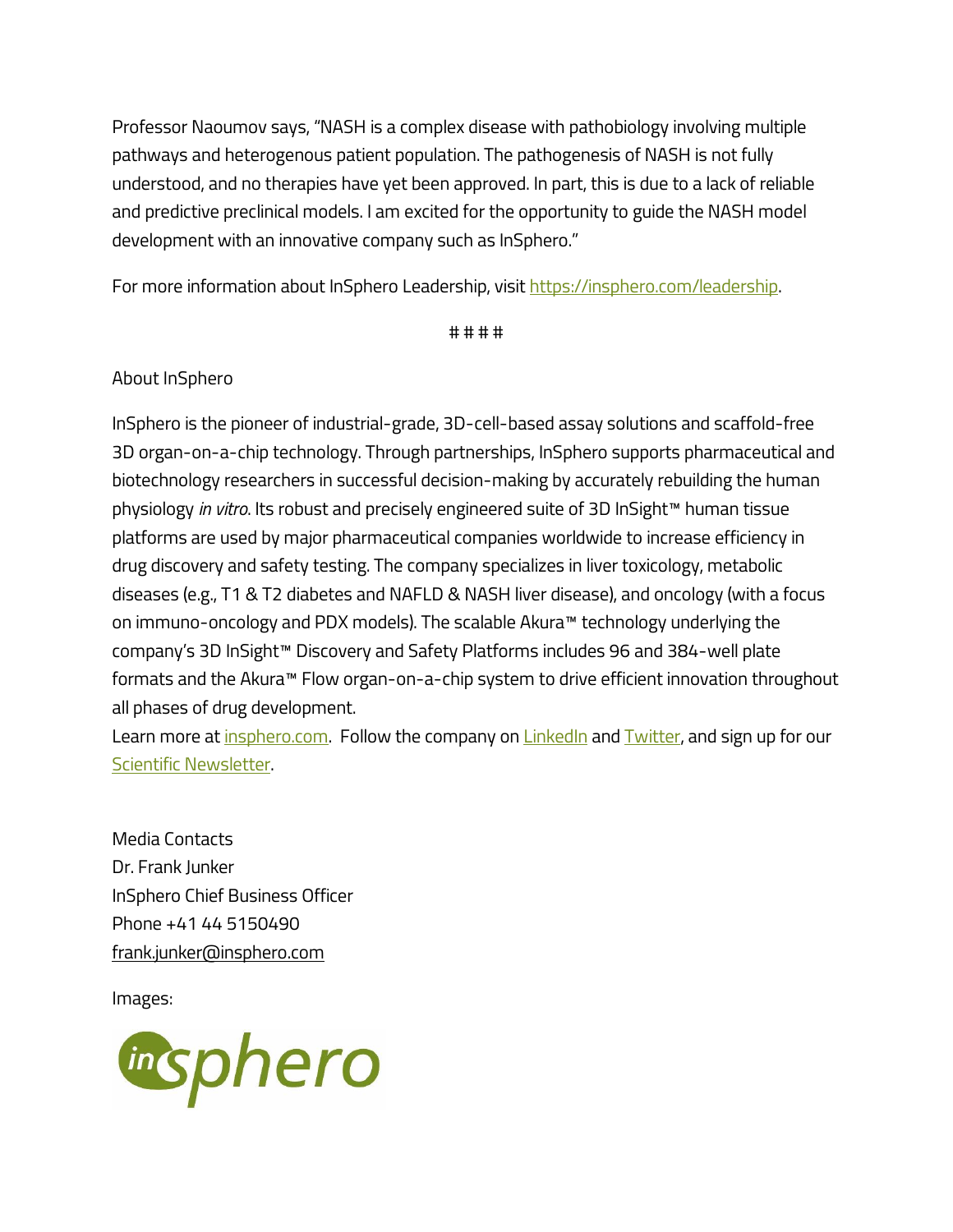Professor Naoumov says, "NASH is a complex disease with pathobiology involving multiple pathways and heterogenous patient population. The pathogenesis of NASH is not fully understood, and no therapies have yet been approved. In part, this is due to a lack of reliable and predictive preclinical models. I am excited for the opportunity to guide the NASH model development with an innovative company such as InSphero."

For more information about InSphero Leadership, visit [https://insphero.com/leadership](https://insphero.com/leadership).

# # # #

About InSphero

InSphero is the pioneer of industrial-grade, 3D-cell-based assay solutions and scaffold-free 3D organ-on-a-chip technology. Through partnerships, InSphero supports pharmaceutical and biotechnology researchers in successful decision-making by accurately rebuilding the human physiology *in vitro*. Its robust and precisely engineered suite of 3D InSight™ human tissue platforms are used by major pharmaceutical companies worldwide to increase efficiency in drug discovery and safety testing. The company specializes in liver toxicology, metabolic diseases (e.g., T1 & T2 diabetes and NAFLD & NASH liver disease), and oncology (with a focus on immuno-oncology and PDX models). The scalable Akura™ technology underlying the company's 3D InSight™ Discovery and Safety Platforms includes 96 and 384-well plate formats and the Akura™ Flow organ-on-a-chip system to drive efficient innovation throughout all phases of drug development.
Learn more at insphero.com. Follow the company on LinkedIn and Twitter, and sign up for our Scientific Newsletter.

Media Contacts
Dr. Frank Junker
InSphero Chief Business Officer
Phone +41 44 5150490
frank.junker@insphero.com

Images:

insphero